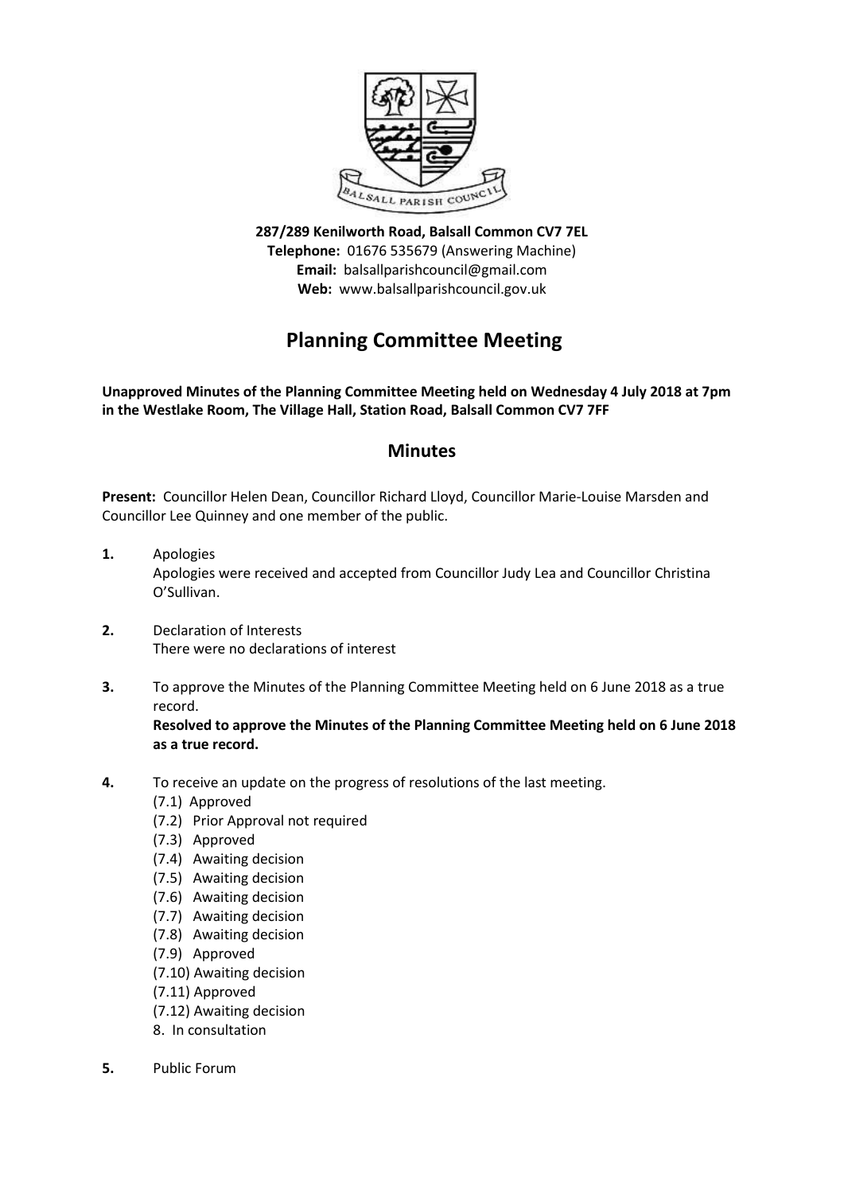**287/289 Kenilworth Road, Balsall Common CV7 7EL**
**Telephone:** 01676 535679 (Answering Machine)
**Email:** balsallparishcouncil@gmail.com
**Web:** www.balsallparishcouncil.gov.uk

# Planning Committee Meeting

**Unapproved Minutes of the Planning Committee Meeting held on Wednesday 4 July 2018 at 7pm in the Westlake Room, The Village Hall, Station Road, Balsall Common CV7 7FF**

## Minutes

**Present:** Councillor Helen Dean, Councillor Richard Lloyd, Councillor Marie-Louise Marsden and Councillor Lee Quinney and one member of the public.

**1.** Apologies
Apologies were received and accepted from Councillor Judy Lea and Councillor Christina O'Sullivan.

**2.** Declaration of Interests
There were no declarations of interest

**3.** To approve the Minutes of the Planning Committee Meeting held on 6 June 2018 as a true record.
**Resolved to approve the Minutes of the Planning Committee Meeting held on 6 June 2018 as a true record.**

**4.** To receive an update on the progress of resolutions of the last meeting.
(7.1) Approved
(7.2) Prior Approval not required
(7.3) Approved
(7.4) Awaiting decision
(7.5) Awaiting decision
(7.6) Awaiting decision
(7.7) Awaiting decision
(7.8) Awaiting decision
(7.9) Approved
(7.10) Awaiting decision
(7.11) Approved
(7.12) Awaiting decision
8. In consultation

**5.** Public Forum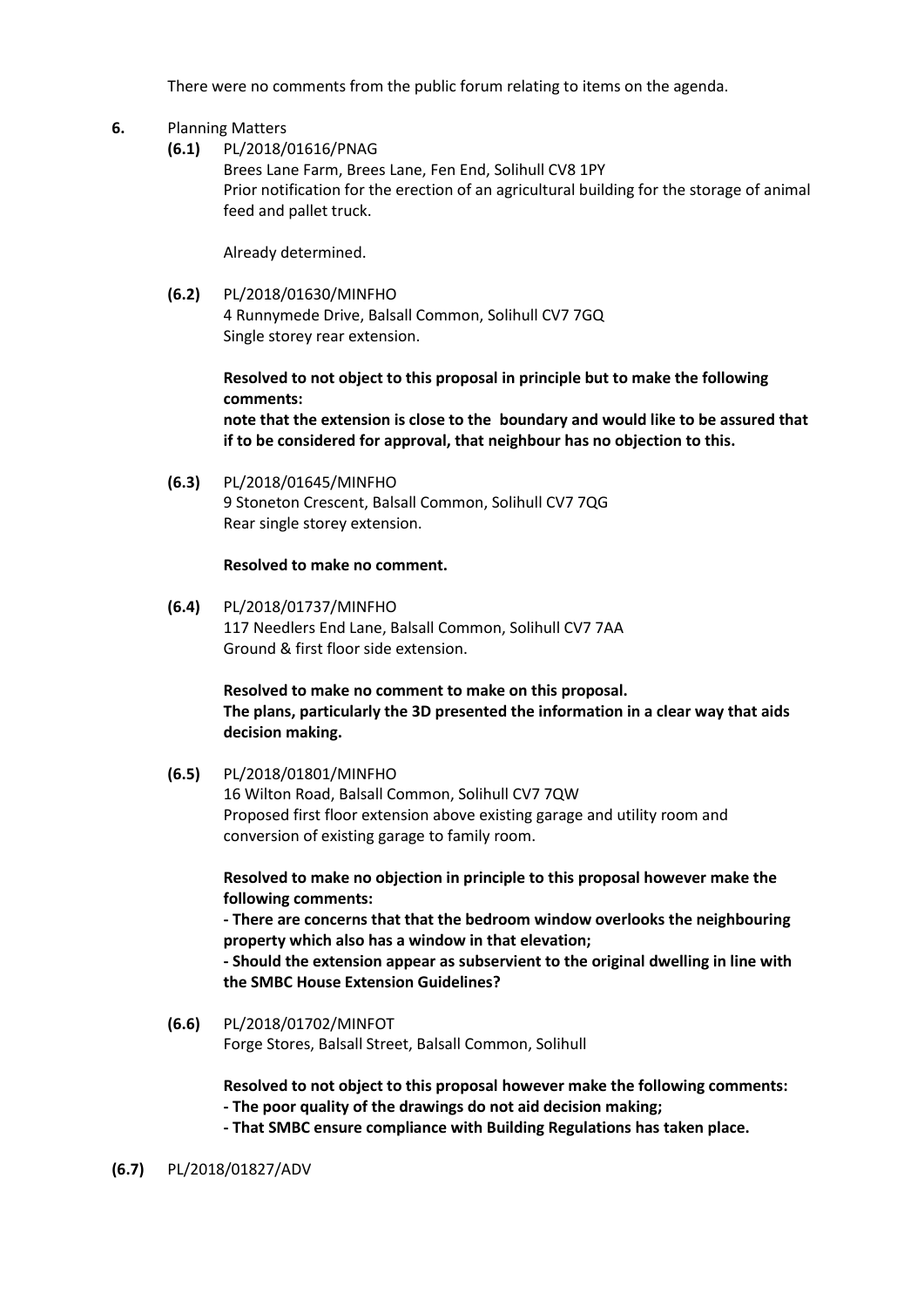There were no comments from the public forum relating to items on the agenda.

**6.** Planning Matters

**(6.1)** PL/2018/01616/PNAG
Brees Lane Farm, Brees Lane, Fen End, Solihull CV8 1PY
Prior notification for the erection of an agricultural building for the storage of animal feed and pallet truck.

Already determined.

**(6.2)** PL/2018/01630/MINFHO
4 Runnymede Drive, Balsall Common, Solihull CV7 7GQ
Single storey rear extension.

**Resolved to not object to this proposal in principle but to make the following comments:**
**note that the extension is close to the boundary and would like to be assured that if to be considered for approval, that neighbour has no objection to this.**

**(6.3)** PL/2018/01645/MINFHO
9 Stoneton Crescent, Balsall Common, Solihull CV7 7QG
Rear single storey extension.

**Resolved to make no comment.**

**(6.4)** PL/2018/01737/MINFHO
117 Needlers End Lane, Balsall Common, Solihull CV7 7AA
Ground & first floor side extension.

**Resolved to make no comment to make on this proposal.**
**The plans, particularly the 3D presented the information in a clear way that aids decision making.**

**(6.5)** PL/2018/01801/MINFHO
16 Wilton Road, Balsall Common, Solihull CV7 7QW
Proposed first floor extension above existing garage and utility room and conversion of existing garage to family room.

**Resolved to make no objection in principle to this proposal however make the following comments:**
**- There are concerns that that the bedroom window overlooks the neighbouring property which also has a window in that elevation;**
**- Should the extension appear as subservient to the original dwelling in line with the SMBC House Extension Guidelines?**

**(6.6)** PL/2018/01702/MINFOT
Forge Stores, Balsall Street, Balsall Common, Solihull

**Resolved to not object to this proposal however make the following comments:**
**- The poor quality of the drawings do not aid decision making;**
**- That SMBC ensure compliance with Building Regulations has taken place.**

**(6.7)** PL/2018/01827/ADV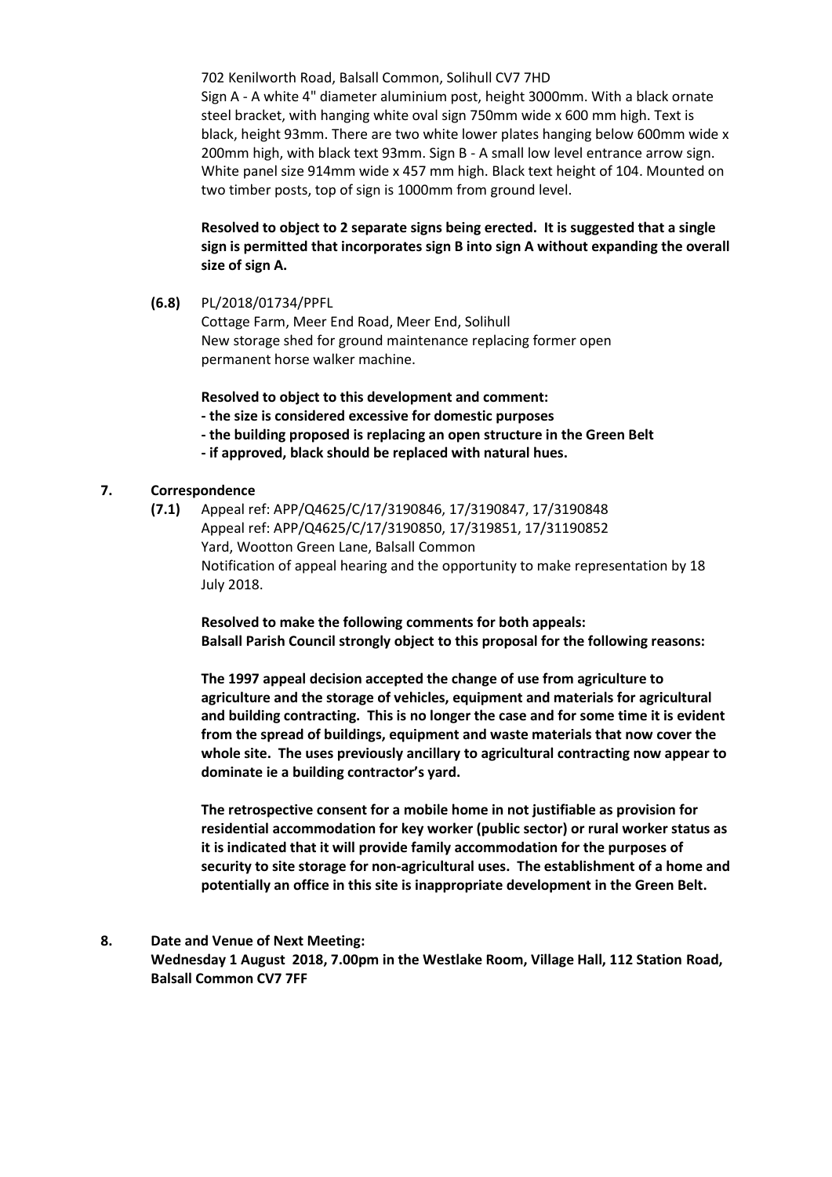702 Kenilworth Road, Balsall Common, Solihull CV7 7HD
Sign A - A white 4" diameter aluminium post, height 3000mm. With a black ornate steel bracket, with hanging white oval sign 750mm wide x 600 mm high. Text is black, height 93mm. There are two white lower plates hanging below 600mm wide x 200mm high, with black text 93mm. Sign B - A small low level entrance arrow sign. White panel size 914mm wide x 457 mm high. Black text height of 104. Mounted on two timber posts, top of sign is 1000mm from ground level.

**Resolved to object to 2 separate signs being erected. It is suggested that a single sign is permitted that incorporates sign B into sign A without expanding the overall size of sign A.**

**(6.8)** PL/2018/01734/PPFL
Cottage Farm, Meer End Road, Meer End, Solihull
New storage shed for ground maintenance replacing former open permanent horse walker machine.

**Resolved to object to this development and comment:**
**- the size is considered excessive for domestic purposes**
**- the building proposed is replacing an open structure in the Green Belt**
**- if approved, black should be replaced with natural hues.**

## 7. Correspondence

**(7.1)** Appeal ref: APP/Q4625/C/17/3190846, 17/3190847, 17/3190848
Appeal ref: APP/Q4625/C/17/3190850, 17/319851, 17/31190852
Yard, Wootton Green Lane, Balsall Common
Notification of appeal hearing and the opportunity to make representation by 18 July 2018.

**Resolved to make the following comments for both appeals:**
**Balsall Parish Council strongly object to this proposal for the following reasons:**

**The 1997 appeal decision accepted the change of use from agriculture to agriculture and the storage of vehicles, equipment and materials for agricultural and building contracting. This is no longer the case and for some time it is evident from the spread of buildings, equipment and waste materials that now cover the whole site. The uses previously ancillary to agricultural contracting now appear to dominate ie a building contractor's yard.**

**The retrospective consent for a mobile home in not justifiable as provision for residential accommodation for key worker (public sector) or rural worker status as it is indicated that it will provide family accommodation for the purposes of security to site storage for non-agricultural uses. The establishment of a home and potentially an office in this site is inappropriate development in the Green Belt.**

## 8. Date and Venue of Next Meeting:

**Wednesday 1 August 2018, 7.00pm in the Westlake Room, Village Hall, 112 Station Road, Balsall Common CV7 7FF**